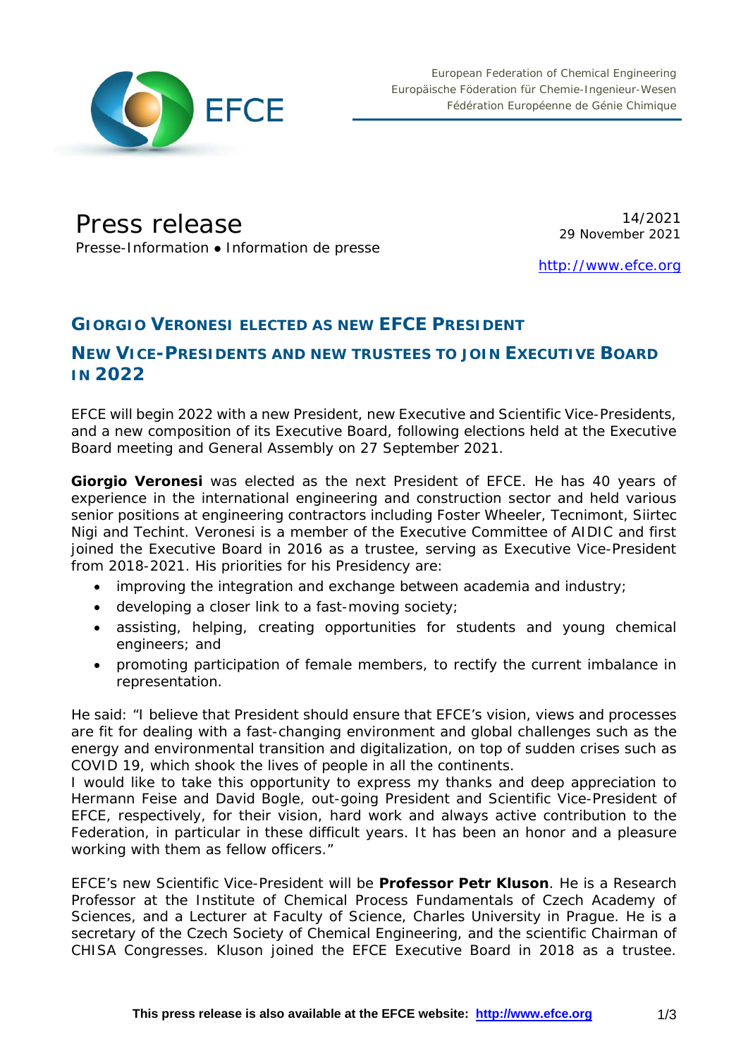European Federation of Chemical Engineering
Europäische Föderation für Chemie-Ingenieur-Wesen
Fédération Européenne de Génie Chimique

# Press release

Presse-Information • Information de presse

14/2021
29 November 2021

http://www.efce.org

## GIORGIO VERONESI ELECTED AS NEW EFCE PRESIDENT

## NEW VICE-PRESIDENTS AND NEW TRUSTEES TO JOIN EXECUTIVE BOARD IN 2022

EFCE will begin 2022 with a new President, new Executive and Scientific Vice-Presidents, and a new composition of its Executive Board, following elections held at the Executive Board meeting and General Assembly on 27 September 2021.

**Giorgio Veronesi** was elected as the next President of EFCE. He has 40 years of experience in the international engineering and construction sector and held various senior positions at engineering contractors including Foster Wheeler, Tecnimont, Siirtec Nigi and Techint. Veronesi is a member of the Executive Committee of AIDIC and first joined the Executive Board in 2016 as a trustee, serving as Executive Vice-President from 2018-2021. His priorities for his Presidency are:

- improving the integration and exchange between academia and industry;
- developing a closer link to a fast-moving society;
- assisting, helping, creating opportunities for students and young chemical engineers; and
- promoting participation of female members, to rectify the current imbalance in representation.

He said: "I believe that President should ensure that EFCE's vision, views and processes are fit for dealing with a fast-changing environment and global challenges such as the energy and environmental transition and digitalization, on top of sudden crises such as COVID 19, which shook the lives of people in all the continents.
I would like to take this opportunity to express my thanks and deep appreciation to Hermann Feise and David Bogle, out-going President and Scientific Vice-President of EFCE, respectively, for their vision, hard work and always active contribution to the Federation, in particular in these difficult years. It has been an honor and a pleasure working with them as fellow officers."

EFCE's new Scientific Vice-President will be **Professor Petr Kluson**. He is a Research Professor at the Institute of Chemical Process Fundamentals of Czech Academy of Sciences, and a Lecturer at Faculty of Science, Charles University in Prague. He is a secretary of the Czech Society of Chemical Engineering, and the scientific Chairman of CHISA Congresses. Kluson joined the EFCE Executive Board in 2018 as a trustee.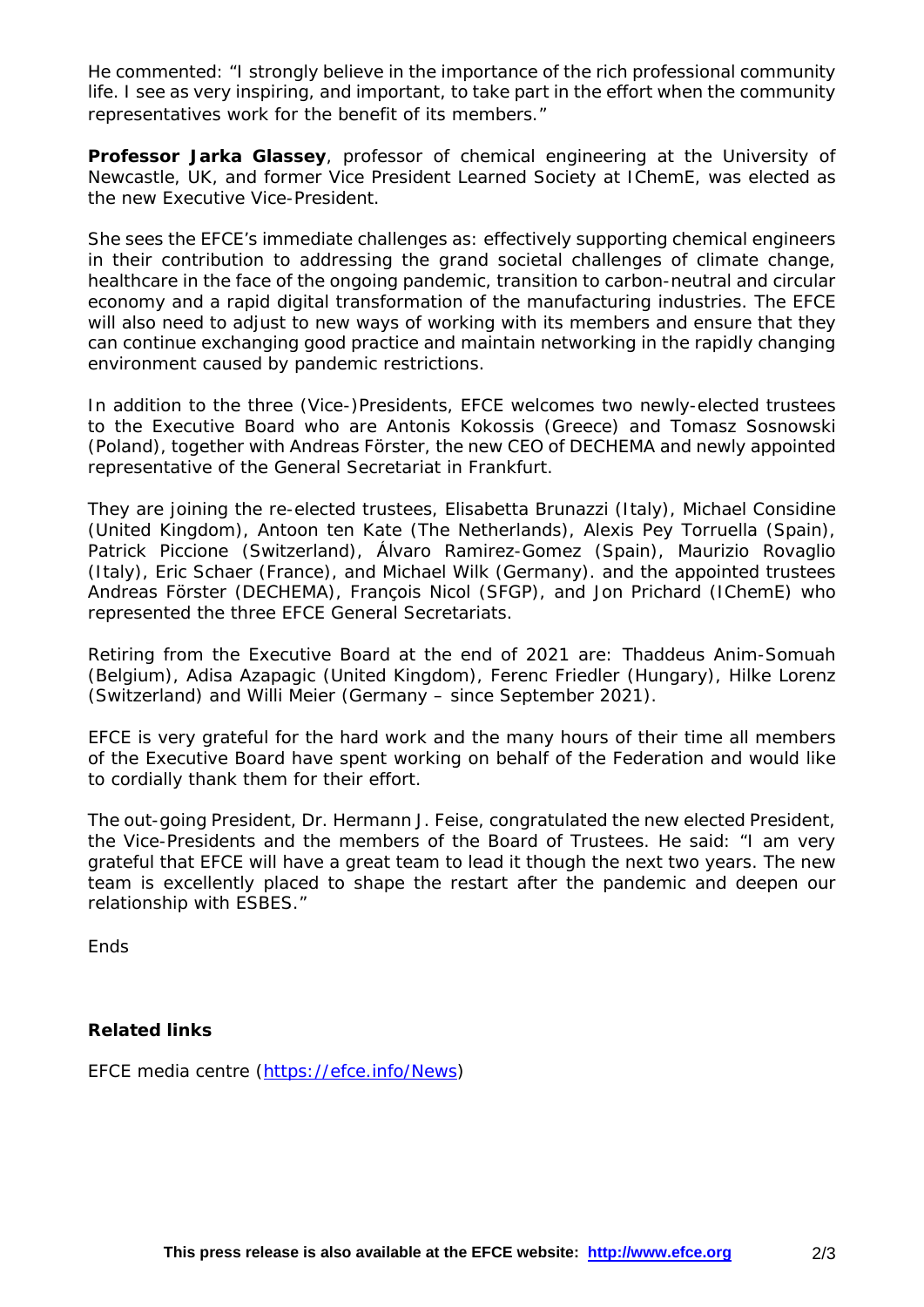He commented: “I strongly believe in the importance of the rich professional community life. I see as very inspiring, and important, to take part in the effort when the community representatives work for the benefit of its members.”

**Professor Jarka Glassey**, professor of chemical engineering at the University of Newcastle, UK, and former Vice President Learned Society at IChemE, was elected as the new Executive Vice-President.

She sees the EFCE’s immediate challenges as: effectively supporting chemical engineers in their contribution to addressing the grand societal challenges of climate change, healthcare in the face of the ongoing pandemic, transition to carbon-neutral and circular economy and a rapid digital transformation of the manufacturing industries. The EFCE will also need to adjust to new ways of working with its members and ensure that they can continue exchanging good practice and maintain networking in the rapidly changing environment caused by pandemic restrictions.

In addition to the three (Vice-)Presidents, EFCE welcomes two newly-elected trustees to the Executive Board who are Antonis Kokossis (Greece) and Tomasz Sosnowski (Poland), together with Andreas Förster, the new CEO of DECHEMA and newly appointed representative of the General Secretariat in Frankfurt.

They are joining the re-elected trustees, Elisabetta Brunazzi (Italy), Michael Considine (United Kingdom), Antoon ten Kate (The Netherlands), Alexis Pey Torruella (Spain), Patrick Piccione (Switzerland), Álvaro Ramirez-Gomez (Spain), Maurizio Rovaglio (Italy), Eric Schaer (France), and Michael Wilk (Germany). and the appointed trustees Andreas Förster (DECHEMA), François Nicol (SFGP), and Jon Prichard (IChemE) who represented the three EFCE General Secretariats.

Retiring from the Executive Board at the end of 2021 are: Thaddeus Anim-Somuah (Belgium), Adisa Azapagic (United Kingdom), Ferenc Friedler (Hungary), Hilke Lorenz (Switzerland) and Willi Meier (Germany – since September 2021).

EFCE is very grateful for the hard work and the many hours of their time all members of the Executive Board have spent working on behalf of the Federation and would like to cordially thank them for their effort.

The out-going President, Dr. Hermann J. Feise, congratulated the new elected President, the Vice-Presidents and the members of the Board of Trustees. He said: “I am very grateful that EFCE will have a great team to lead it though the next two years. The new team is excellently placed to shape the restart after the pandemic and deepen our relationship with ESBES.”

Ends

**Related links**

EFCE media centre (https://efce.info/News)

**This press release is also available at the EFCE website: http://www.efce.org**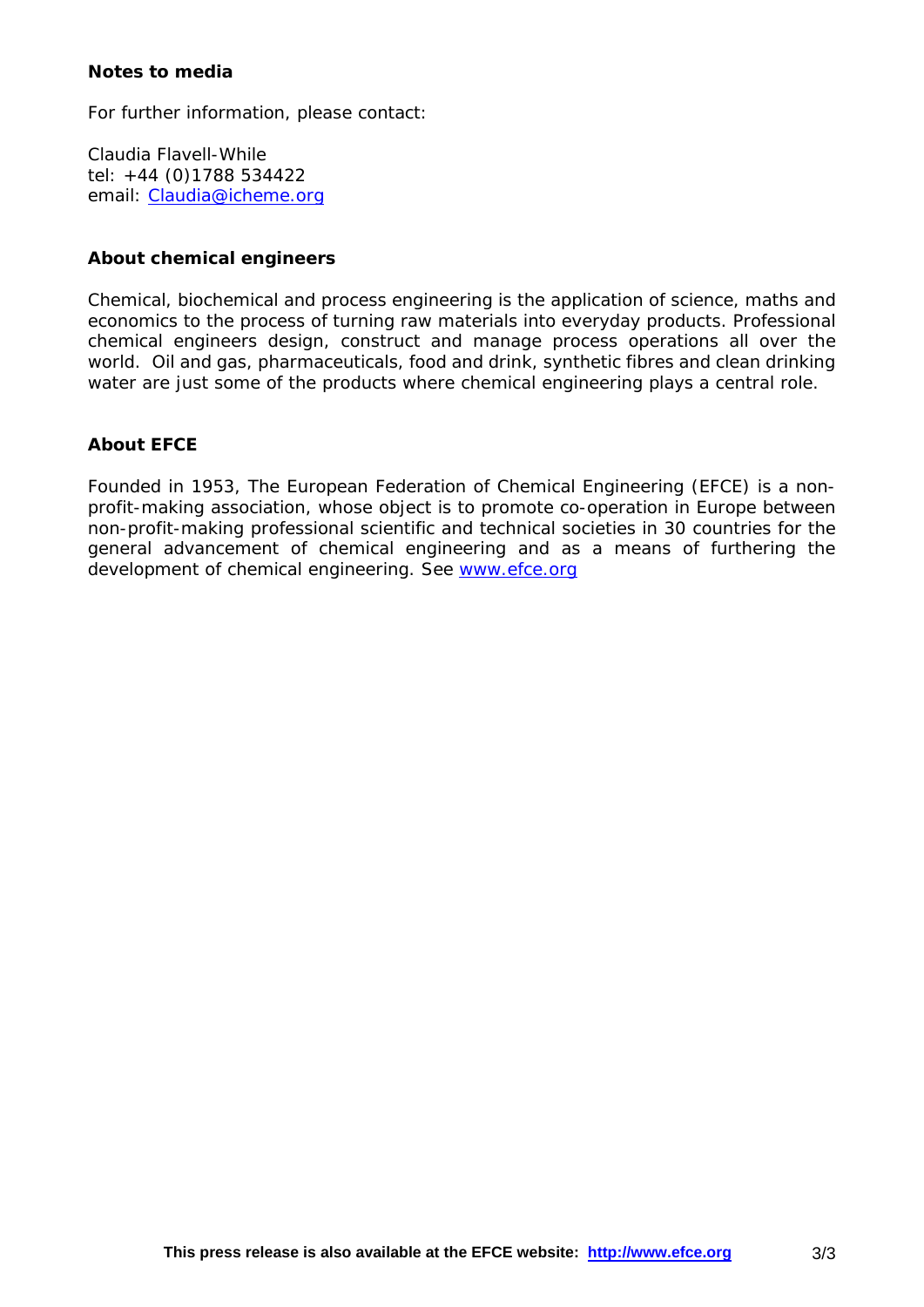**Notes to media**

For further information, please contact:

Claudia Flavell-While
tel: +44 (0)1788 534422
email: Claudia@icheme.org

**About chemical engineers**

Chemical, biochemical and process engineering is the application of science, maths and economics to the process of turning raw materials into everyday products. Professional chemical engineers design, construct and manage process operations all over the world. Oil and gas, pharmaceuticals, food and drink, synthetic fibres and clean drinking water are just some of the products where chemical engineering plays a central role.

**About EFCE**

Founded in 1953, The European Federation of Chemical Engineering (EFCE) is a non-profit-making association, whose object is to promote co-operation in Europe between non-profit-making professional scientific and technical societies in 30 countries for the general advancement of chemical engineering and as a means of furthering the development of chemical engineering. See www.efce.org

**This press release is also available at the EFCE website: http://www.efce.org**